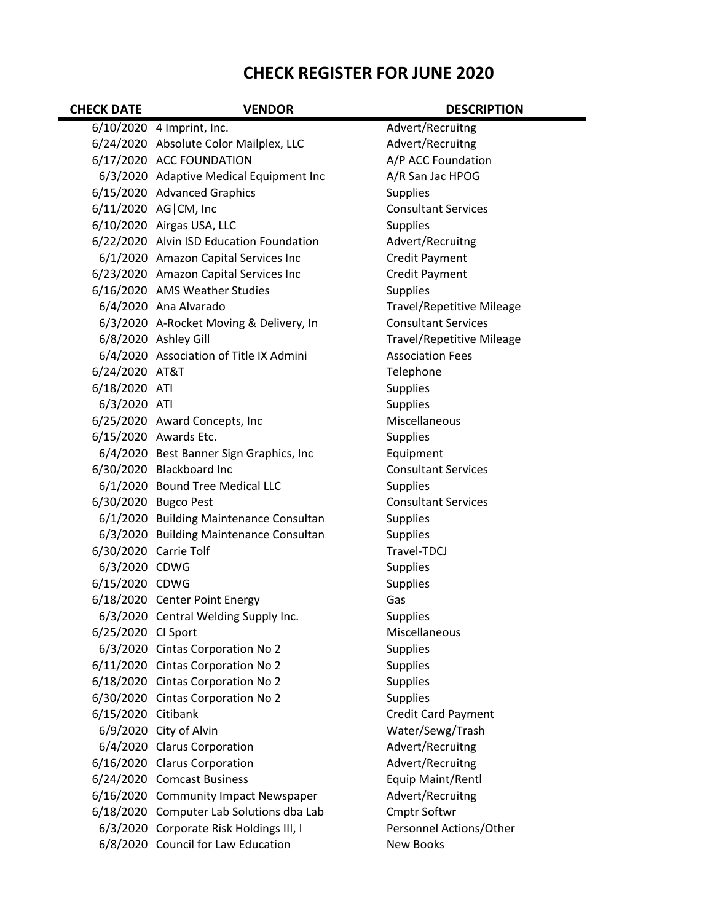# CHECK REGISTER FOR JUNE 2020

| CHECK DATE | VENDOR | DESCRIPTION |
|---|---|---|
| 6/10/2020 | 4 Imprint, Inc. | Advert/Recruitng |
| 6/24/2020 | Absolute Color Mailplex, LLC | Advert/Recruitng |
| 6/17/2020 | ACC FOUNDATION | A/P ACC Foundation |
| 6/3/2020 | Adaptive Medical Equipment Inc | A/R San Jac HPOG |
| 6/15/2020 | Advanced Graphics | Supplies |
| 6/11/2020 | AG\|CM, Inc | Consultant Services |
| 6/10/2020 | Airgas USA, LLC | Supplies |
| 6/22/2020 | Alvin ISD Education Foundation | Advert/Recruitng |
| 6/1/2020 | Amazon Capital Services Inc | Credit Payment |
| 6/23/2020 | Amazon Capital Services Inc | Credit Payment |
| 6/16/2020 | AMS Weather Studies | Supplies |
| 6/4/2020 | Ana Alvarado | Travel/Repetitive Mileage |
| 6/3/2020 | A-Rocket Moving & Delivery, In | Consultant Services |
| 6/8/2020 | Ashley Gill | Travel/Repetitive Mileage |
| 6/4/2020 | Association of Title IX Admini | Association Fees |
| 6/24/2020 | AT&T | Telephone |
| 6/18/2020 | ATI | Supplies |
| 6/3/2020 | ATI | Supplies |
| 6/25/2020 | Award Concepts, Inc | Miscellaneous |
| 6/15/2020 | Awards Etc. | Supplies |
| 6/4/2020 | Best Banner Sign Graphics, Inc | Equipment |
| 6/30/2020 | Blackboard Inc | Consultant Services |
| 6/1/2020 | Bound Tree Medical LLC | Supplies |
| 6/30/2020 | Bugco Pest | Consultant Services |
| 6/1/2020 | Building Maintenance Consultan | Supplies |
| 6/3/2020 | Building Maintenance Consultan | Supplies |
| 6/30/2020 | Carrie Tolf | Travel-TDCJ |
| 6/3/2020 | CDWG | Supplies |
| 6/15/2020 | CDWG | Supplies |
| 6/18/2020 | Center Point Energy | Gas |
| 6/3/2020 | Central Welding Supply Inc. | Supplies |
| 6/25/2020 | CI Sport | Miscellaneous |
| 6/3/2020 | Cintas Corporation No 2 | Supplies |
| 6/11/2020 | Cintas Corporation No 2 | Supplies |
| 6/18/2020 | Cintas Corporation No 2 | Supplies |
| 6/30/2020 | Cintas Corporation No 2 | Supplies |
| 6/15/2020 | Citibank | Credit Card Payment |
| 6/9/2020 | City of Alvin | Water/Sewg/Trash |
| 6/4/2020 | Clarus Corporation | Advert/Recruitng |
| 6/16/2020 | Clarus Corporation | Advert/Recruitng |
| 6/24/2020 | Comcast Business | Equip Maint/Rentl |
| 6/16/2020 | Community Impact Newspaper | Advert/Recruitng |
| 6/18/2020 | Computer Lab Solutions dba Lab | Cmptr Softwr |
| 6/3/2020 | Corporate Risk Holdings III, I | Personnel Actions/Other |
| 6/8/2020 | Council for Law Education | New Books |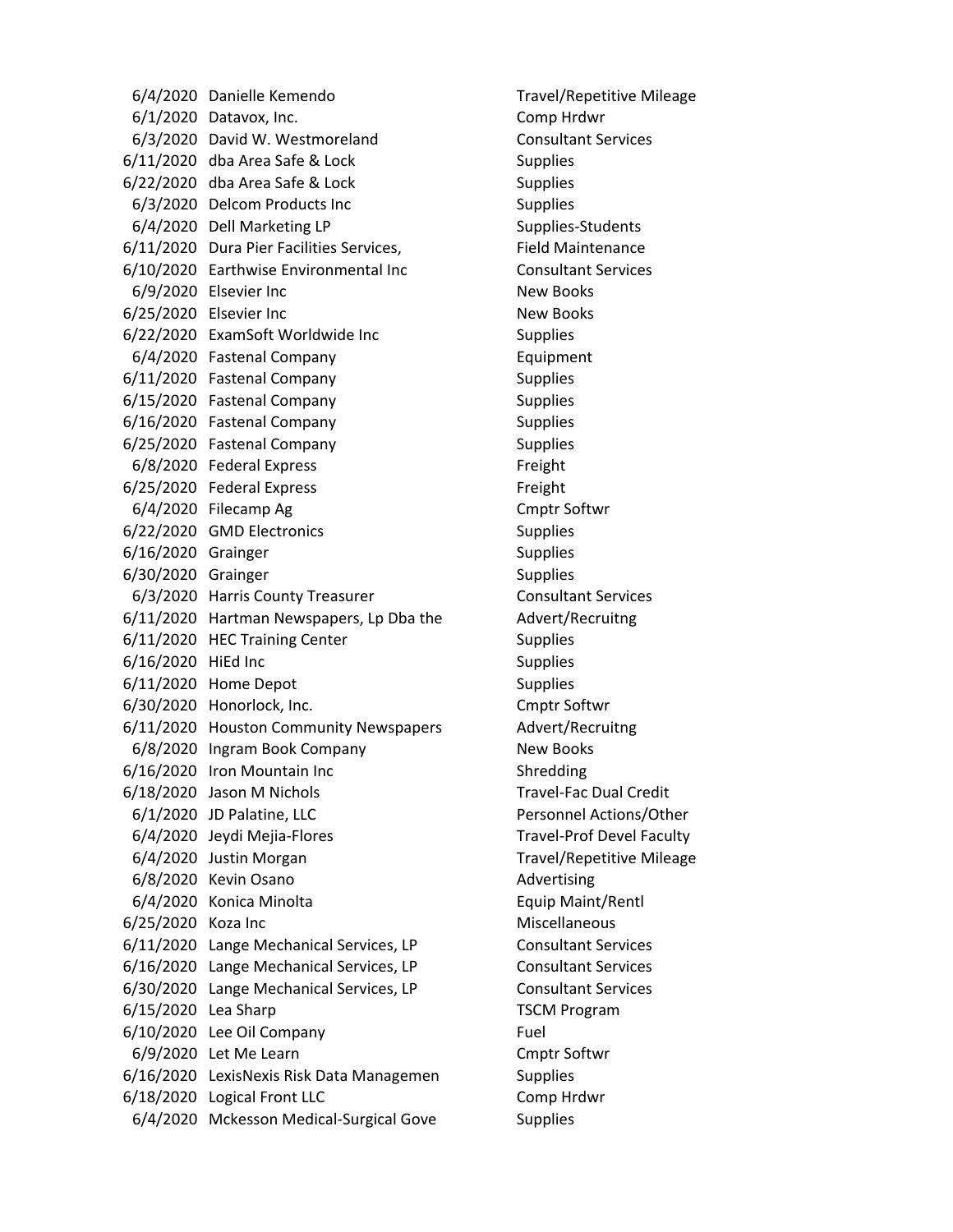| | | |
|---|---|---|
| 6/4/2020 | Danielle Kemendo | Travel/Repetitive Mileage |
| 6/1/2020 | Datavox, Inc. | Comp Hrdwr |
| 6/3/2020 | David W. Westmoreland | Consultant Services |
| 6/11/2020 | dba Area Safe & Lock | Supplies |
| 6/22/2020 | dba Area Safe & Lock | Supplies |
| 6/3/2020 | Delcom Products Inc | Supplies |
| 6/4/2020 | Dell Marketing LP | Supplies-Students |
| 6/11/2020 | Dura Pier Facilities Services, | Field Maintenance |
| 6/10/2020 | Earthwise Environmental Inc | Consultant Services |
| 6/9/2020 | Elsevier Inc | New Books |
| 6/25/2020 | Elsevier Inc | New Books |
| 6/22/2020 | ExamSoft Worldwide Inc | Supplies |
| 6/4/2020 | Fastenal Company | Equipment |
| 6/11/2020 | Fastenal Company | Supplies |
| 6/15/2020 | Fastenal Company | Supplies |
| 6/16/2020 | Fastenal Company | Supplies |
| 6/25/2020 | Fastenal Company | Supplies |
| 6/8/2020 | Federal Express | Freight |
| 6/25/2020 | Federal Express | Freight |
| 6/4/2020 | Filecamp Ag | Cmptr Softwr |
| 6/22/2020 | GMD Electronics | Supplies |
| 6/16/2020 | Grainger | Supplies |
| 6/30/2020 | Grainger | Supplies |
| 6/3/2020 | Harris County Treasurer | Consultant Services |
| 6/11/2020 | Hartman Newspapers, Lp Dba the | Advert/Recruitng |
| 6/11/2020 | HEC Training Center | Supplies |
| 6/16/2020 | HiEd Inc | Supplies |
| 6/11/2020 | Home Depot | Supplies |
| 6/30/2020 | Honorlock, Inc. | Cmptr Softwr |
| 6/11/2020 | Houston Community Newspapers | Advert/Recruitng |
| 6/8/2020 | Ingram Book Company | New Books |
| 6/16/2020 | Iron Mountain Inc | Shredding |
| 6/18/2020 | Jason M Nichols | Travel-Fac Dual Credit |
| 6/1/2020 | JD Palatine, LLC | Personnel Actions/Other |
| 6/4/2020 | Jeydi Mejia-Flores | Travel-Prof Devel Faculty |
| 6/4/2020 | Justin Morgan | Travel/Repetitive Mileage |
| 6/8/2020 | Kevin Osano | Advertising |
| 6/4/2020 | Konica Minolta | Equip Maint/Rentl |
| 6/25/2020 | Koza Inc | Miscellaneous |
| 6/11/2020 | Lange Mechanical Services, LP | Consultant Services |
| 6/16/2020 | Lange Mechanical Services, LP | Consultant Services |
| 6/30/2020 | Lange Mechanical Services, LP | Consultant Services |
| 6/15/2020 | Lea Sharp | TSCM Program |
| 6/10/2020 | Lee Oil Company | Fuel |
| 6/9/2020 | Let Me Learn | Cmptr Softwr |
| 6/16/2020 | LexisNexis Risk Data Managemen | Supplies |
| 6/18/2020 | Logical Front LLC | Comp Hrdwr |
| 6/4/2020 | Mckesson Medical-Surgical Gove | Supplies |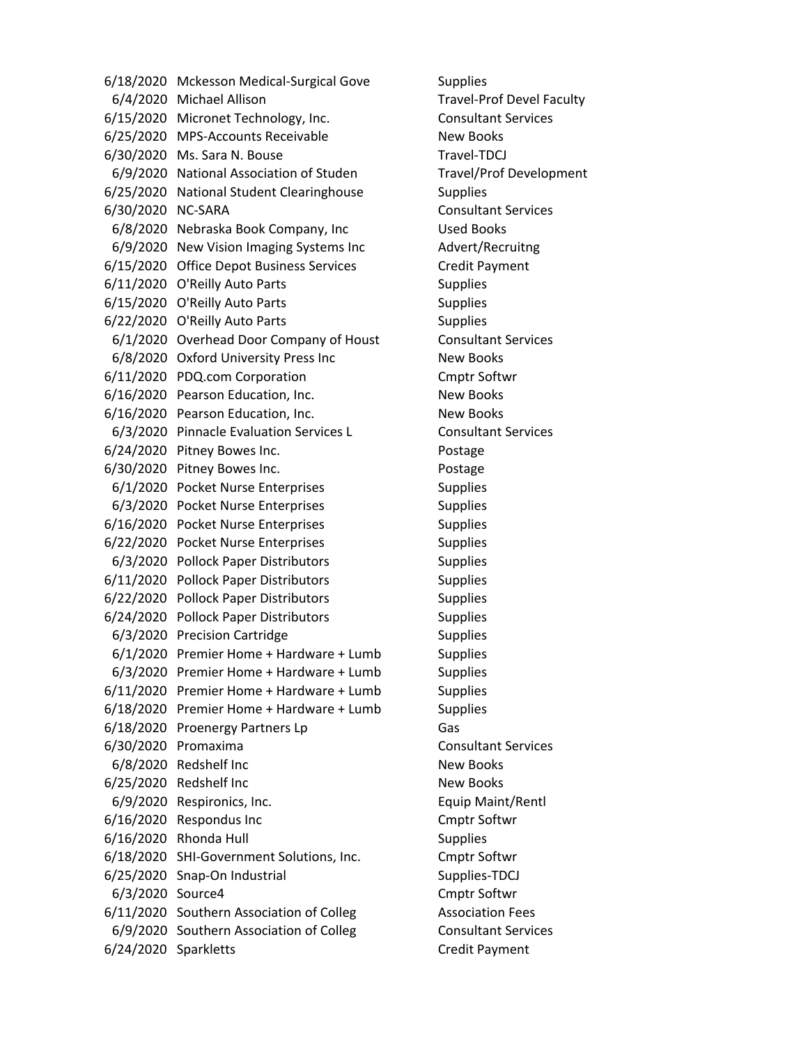| | | |
|---|---|---|
| 6/18/2020 | Mckesson Medical-Surgical Gove | Supplies |
| 6/4/2020 | Michael Allison | Travel-Prof Devel Faculty |
| 6/15/2020 | Micronet Technology, Inc. | Consultant Services |
| 6/25/2020 | MPS-Accounts Receivable | New Books |
| 6/30/2020 | Ms. Sara N. Bouse | Travel-TDCJ |
| 6/9/2020 | National Association of Studen | Travel/Prof Development |
| 6/25/2020 | National Student Clearinghouse | Supplies |
| 6/30/2020 | NC-SARA | Consultant Services |
| 6/8/2020 | Nebraska Book Company, Inc | Used Books |
| 6/9/2020 | New Vision Imaging Systems Inc | Advert/Recruitng |
| 6/15/2020 | Office Depot Business Services | Credit Payment |
| 6/11/2020 | O'Reilly Auto Parts | Supplies |
| 6/15/2020 | O'Reilly Auto Parts | Supplies |
| 6/22/2020 | O'Reilly Auto Parts | Supplies |
| 6/1/2020 | Overhead Door Company of Houst | Consultant Services |
| 6/8/2020 | Oxford University Press Inc | New Books |
| 6/11/2020 | PDQ.com Corporation | Cmptr Softwr |
| 6/16/2020 | Pearson Education, Inc. | New Books |
| 6/16/2020 | Pearson Education, Inc. | New Books |
| 6/3/2020 | Pinnacle Evaluation Services L | Consultant Services |
| 6/24/2020 | Pitney Bowes Inc. | Postage |
| 6/30/2020 | Pitney Bowes Inc. | Postage |
| 6/1/2020 | Pocket Nurse Enterprises | Supplies |
| 6/3/2020 | Pocket Nurse Enterprises | Supplies |
| 6/16/2020 | Pocket Nurse Enterprises | Supplies |
| 6/22/2020 | Pocket Nurse Enterprises | Supplies |
| 6/3/2020 | Pollock Paper Distributors | Supplies |
| 6/11/2020 | Pollock Paper Distributors | Supplies |
| 6/22/2020 | Pollock Paper Distributors | Supplies |
| 6/24/2020 | Pollock Paper Distributors | Supplies |
| 6/3/2020 | Precision Cartridge | Supplies |
| 6/1/2020 | Premier Home + Hardware + Lumb | Supplies |
| 6/3/2020 | Premier Home + Hardware + Lumb | Supplies |
| 6/11/2020 | Premier Home + Hardware + Lumb | Supplies |
| 6/18/2020 | Premier Home + Hardware + Lumb | Supplies |
| 6/18/2020 | Proenergy Partners Lp | Gas |
| 6/30/2020 | Promaxima | Consultant Services |
| 6/8/2020 | Redshelf Inc | New Books |
| 6/25/2020 | Redshelf Inc | New Books |
| 6/9/2020 | Respironics, Inc. | Equip Maint/Rentl |
| 6/16/2020 | Respondus Inc | Cmptr Softwr |
| 6/16/2020 | Rhonda Hull | Supplies |
| 6/18/2020 | SHI-Government Solutions, Inc. | Cmptr Softwr |
| 6/25/2020 | Snap-On Industrial | Supplies-TDCJ |
| 6/3/2020 | Source4 | Cmptr Softwr |
| 6/11/2020 | Southern Association of Colleg | Association Fees |
| 6/9/2020 | Southern Association of Colleg | Consultant Services |
| 6/24/2020 | Sparkletts | Credit Payment |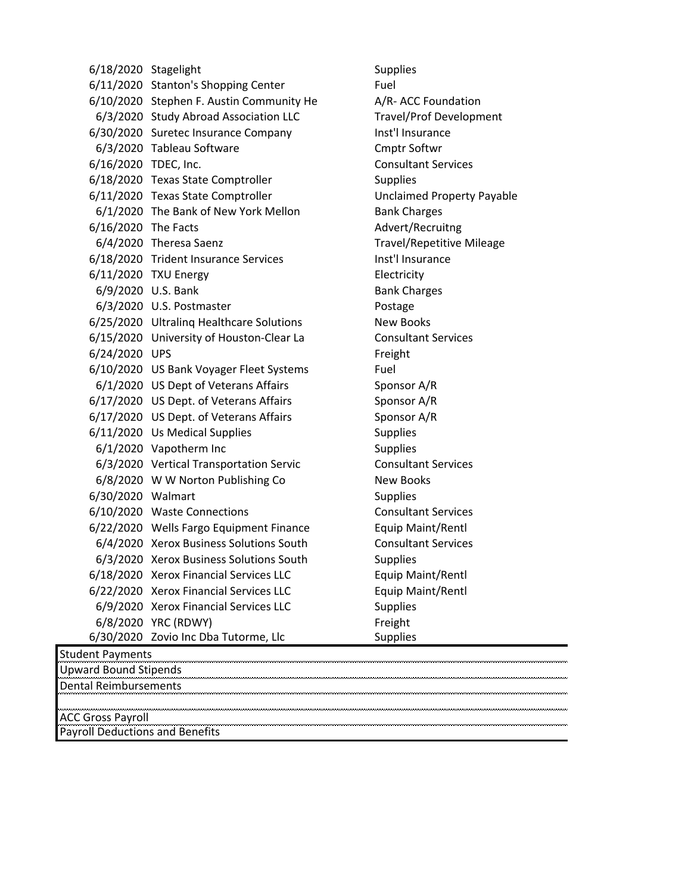| Date | Vendor | Category |
|---|---|---|
| 6/18/2020 | Stagelight | Supplies |
| 6/11/2020 | Stanton's Shopping Center | Fuel |
| 6/10/2020 | Stephen F. Austin Community He | A/R- ACC Foundation |
| 6/3/2020 | Study Abroad Association LLC | Travel/Prof Development |
| 6/30/2020 | Suretec Insurance Company | Inst'l Insurance |
| 6/3/2020 | Tableau Software | Cmptr Softwr |
| 6/16/2020 | TDEC, Inc. | Consultant Services |
| 6/18/2020 | Texas State Comptroller | Supplies |
| 6/11/2020 | Texas State Comptroller | Unclaimed Property Payable |
| 6/1/2020 | The Bank of New York Mellon | Bank Charges |
| 6/16/2020 | The Facts | Advert/Recruitng |
| 6/4/2020 | Theresa Saenz | Travel/Repetitive Mileage |
| 6/18/2020 | Trident Insurance Services | Inst'l Insurance |
| 6/11/2020 | TXU Energy | Electricity |
| 6/9/2020 | U.S. Bank | Bank Charges |
| 6/3/2020 | U.S. Postmaster | Postage |
| 6/25/2020 | Ultralinq Healthcare Solutions | New Books |
| 6/15/2020 | University of Houston-Clear La | Consultant Services |
| 6/24/2020 | UPS | Freight |
| 6/10/2020 | US Bank Voyager Fleet Systems | Fuel |
| 6/1/2020 | US Dept of Veterans Affairs | Sponsor A/R |
| 6/17/2020 | US Dept. of Veterans Affairs | Sponsor A/R |
| 6/17/2020 | US Dept. of Veterans Affairs | Sponsor A/R |
| 6/11/2020 | Us Medical Supplies | Supplies |
| 6/1/2020 | Vapotherm Inc | Supplies |
| 6/3/2020 | Vertical Transportation Servic | Consultant Services |
| 6/8/2020 | W W Norton Publishing Co | New Books |
| 6/30/2020 | Walmart | Supplies |
| 6/10/2020 | Waste Connections | Consultant Services |
| 6/22/2020 | Wells Fargo Equipment Finance | Equip Maint/Rentl |
| 6/4/2020 | Xerox Business Solutions South | Consultant Services |
| 6/3/2020 | Xerox Business Solutions South | Supplies |
| 6/18/2020 | Xerox Financial Services LLC | Equip Maint/Rentl |
| 6/22/2020 | Xerox Financial Services LLC | Equip Maint/Rentl |
| 6/9/2020 | Xerox Financial Services LLC | Supplies |
| 6/8/2020 | YRC (RDWY) | Freight |
| 6/30/2020 | Zovio Inc Dba Tutorme, Llc | Supplies |

| |
|---|
| Student Payments |
| Upward Bound Stipends |
| Dental Reimbursements |
| |
| ACC Gross Payroll |
| Payroll Deductions and Benefits |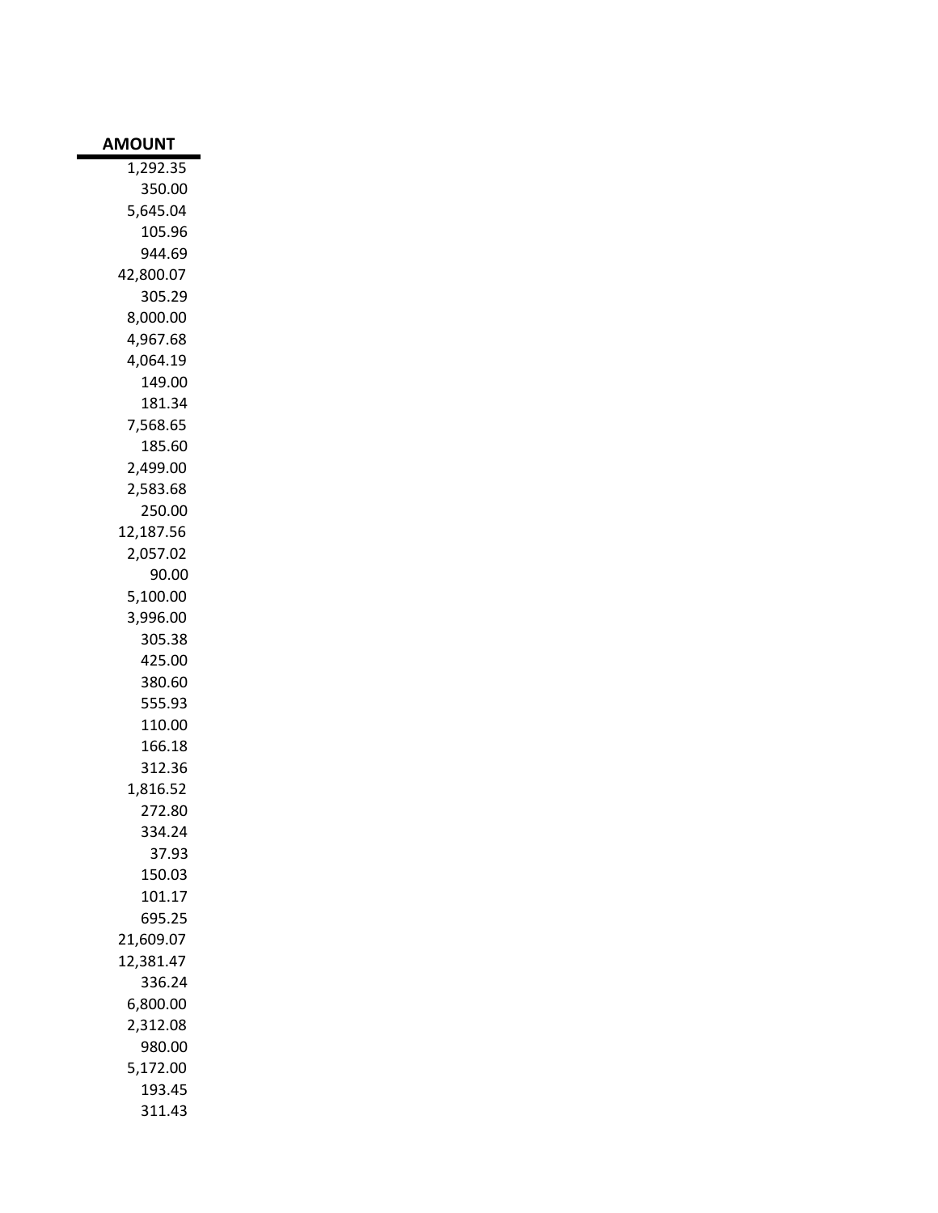| AMOUNT |
| ---: |
| 1,292.35 |
| 350.00 |
| 5,645.04 |
| 105.96 |
| 944.69 |
| 42,800.07 |
| 305.29 |
| 8,000.00 |
| 4,967.68 |
| 4,064.19 |
| 149.00 |
| 181.34 |
| 7,568.65 |
| 185.60 |
| 2,499.00 |
| 2,583.68 |
| 250.00 |
| 12,187.56 |
| 2,057.02 |
| 90.00 |
| 5,100.00 |
| 3,996.00 |
| 305.38 |
| 425.00 |
| 380.60 |
| 555.93 |
| 110.00 |
| 166.18 |
| 312.36 |
| 1,816.52 |
| 272.80 |
| 334.24 |
| 37.93 |
| 150.03 |
| 101.17 |
| 695.25 |
| 21,609.07 |
| 12,381.47 |
| 336.24 |
| 6,800.00 |
| 2,312.08 |
| 980.00 |
| 5,172.00 |
| 193.45 |
| 311.43 |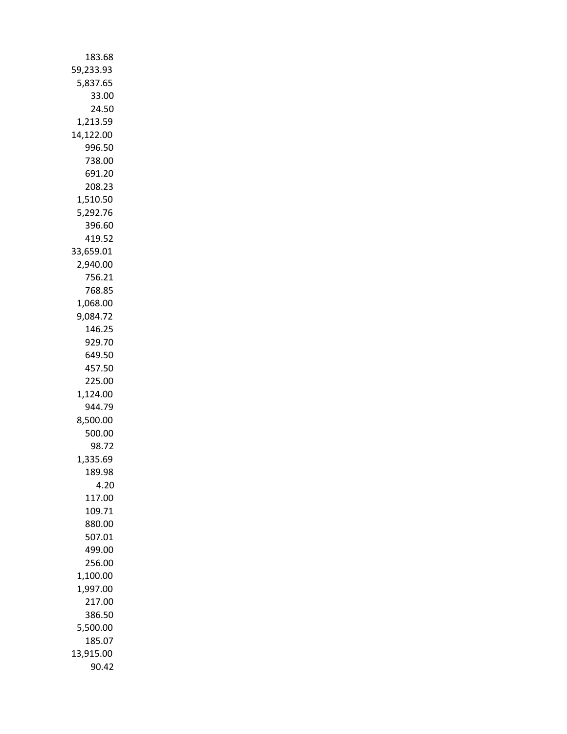183.68
59,233.93
5,837.65
33.00
24.50
1,213.59
14,122.00
996.50
738.00
691.20
208.23
1,510.50
5,292.76
396.60
419.52
33,659.01
2,940.00
756.21
768.85
1,068.00
9,084.72
146.25
929.70
649.50
457.50
225.00
1,124.00
944.79
8,500.00
500.00
98.72
1,335.69
189.98
4.20
117.00
109.71
880.00
507.01
499.00
256.00
1,100.00
1,997.00
217.00
386.50
5,500.00
185.07
13,915.00
90.42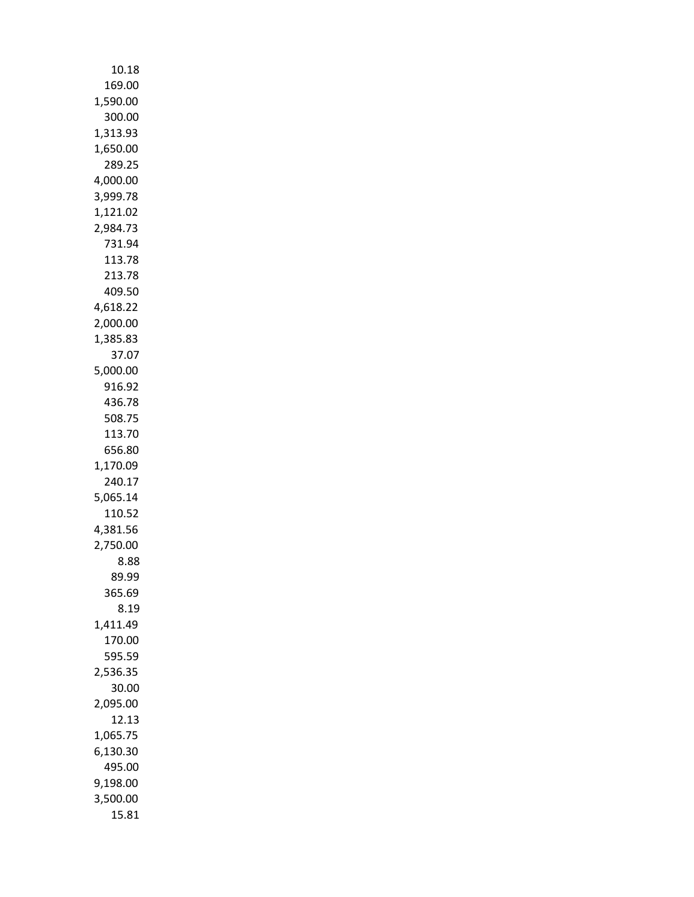10.18
169.00
1,590.00
300.00
1,313.93
1,650.00
289.25
4,000.00
3,999.78
1,121.02
2,984.73
731.94
113.78
213.78
409.50
4,618.22
2,000.00
1,385.83
37.07
5,000.00
916.92
436.78
508.75
113.70
656.80
1,170.09
240.17
5,065.14
110.52
4,381.56
2,750.00
8.88
89.99
365.69
8.19
1,411.49
170.00
595.59
2,536.35
30.00
2,095.00
12.13
1,065.75
6,130.30
495.00
9,198.00
3,500.00
15.81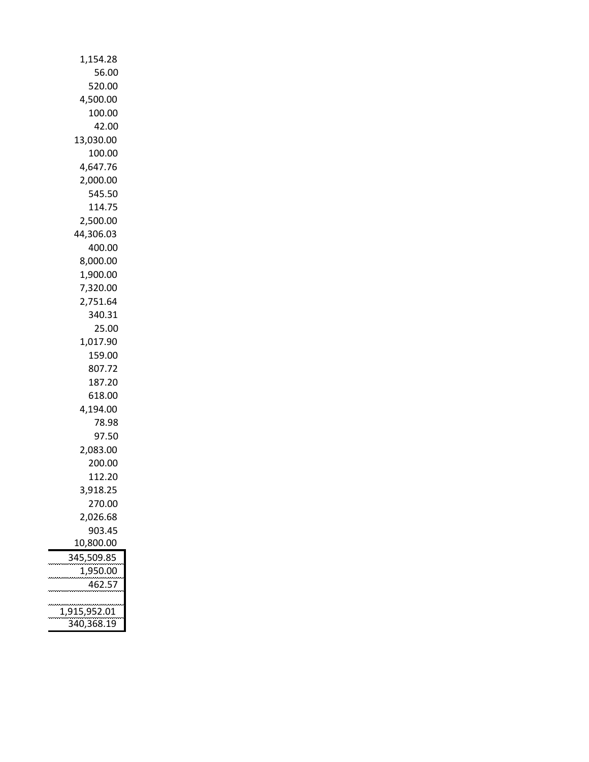| |
|---|
| 1,154.28 |
| 56.00 |
| 520.00 |
| 4,500.00 |
| 100.00 |
| 42.00 |
| 13,030.00 |
| 100.00 |
| 4,647.76 |
| 2,000.00 |
| 545.50 |
| 114.75 |
| 2,500.00 |
| 44,306.03 |
| 400.00 |
| 8,000.00 |
| 1,900.00 |
| 7,320.00 |
| 2,751.64 |
| 340.31 |
| 25.00 |
| 1,017.90 |
| 159.00 |
| 807.72 |
| 187.20 |
| 618.00 |
| 4,194.00 |
| 78.98 |
| 97.50 |
| 2,083.00 |
| 200.00 |
| 112.20 |
| 3,918.25 |
| 270.00 |
| 2,026.68 |
| 903.45 |
| 10,800.00 |
| 345,509.85 |
| 1,950.00 |
| 462.57 |
| |
| 1,915,952.01 |
| 340,368.19 |